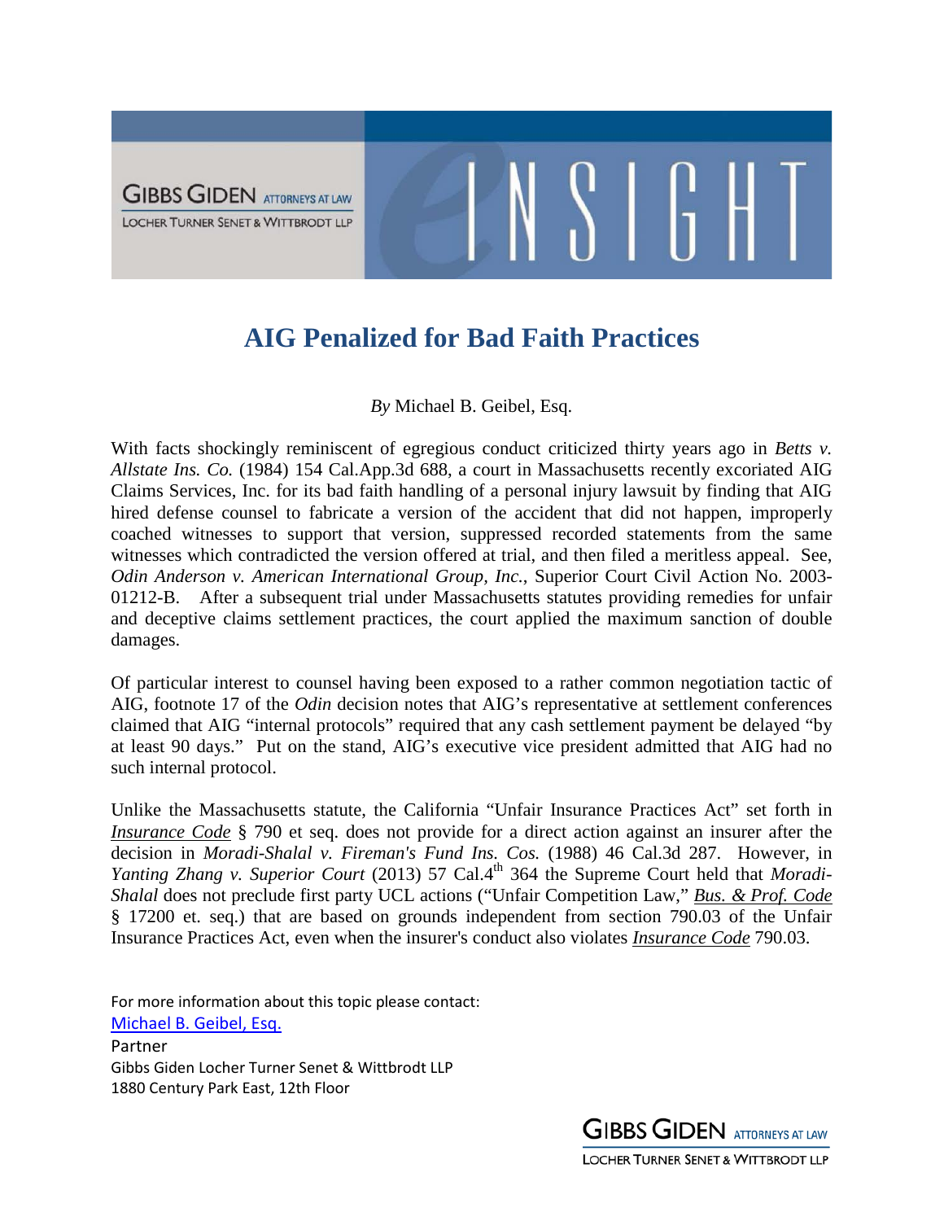# AIG Penalized for Bad Faith Practices

*By* Michael B. Geibel, Esq.

With facts shockingly reminiscent of egregious conduct criticized thirty years ago in *Betts v. Allstate Ins. Co.* (1984) 154 Cal.App.3d 688, a court in Massachusetts recently excoriated AIG Claims Services, Inc. for its bad faith handling of a personal injury lawsuit by finding that AIG hired defense counsel to fabricate a version of the accident that did not happen, improperly coached witnesses to support that version, suppressed recorded statements from the same witnesses which contradicted the version offered at trial, and then filed a meritless appeal. See, *Odin Anderson v. American International Group, Inc.*, Superior Court Civil Action No. 2003-01212-B. After a subsequent trial under Massachusetts statutes providing remedies for unfair and deceptive claims settlement practices, the court applied the maximum sanction of double damages.

Of particular interest to counsel having been exposed to a rather common negotiation tactic of AIG, footnote 17 of the *Odin* decision notes that AIG's representative at settlement conferences claimed that AIG "internal protocols" required that any cash settlement payment be delayed "by at least 90 days." Put on the stand, AIG's executive vice president admitted that AIG had no such internal protocol.

Unlike the Massachusetts statute, the California "Unfair Insurance Practices Act" set forth in *Insurance Code* § 790 et seq. does not provide for a direct action against an insurer after the decision in *Moradi-Shalal v. Fireman's Fund Ins. Cos.* (1988) 46 Cal.3d 287. However, in *Yanting Zhang v. Superior Court* (2013) 57 Cal.4th 364 the Supreme Court held that *Moradi-Shalal* does not preclude first party UCL actions ("Unfair Competition Law," *Bus. & Prof. Code* § 17200 et. seq.) that are based on grounds independent from section 790.03 of the Unfair Insurance Practices Act, even when the insurer's conduct also violates *Insurance Code* 790.03.

For more information about this topic please contact:
[Michael B. Geibel, Esq.]
Partner
Gibbs Giden Locher Turner Senet & Wittbrodt LLP
1880 Century Park East, 12th Floor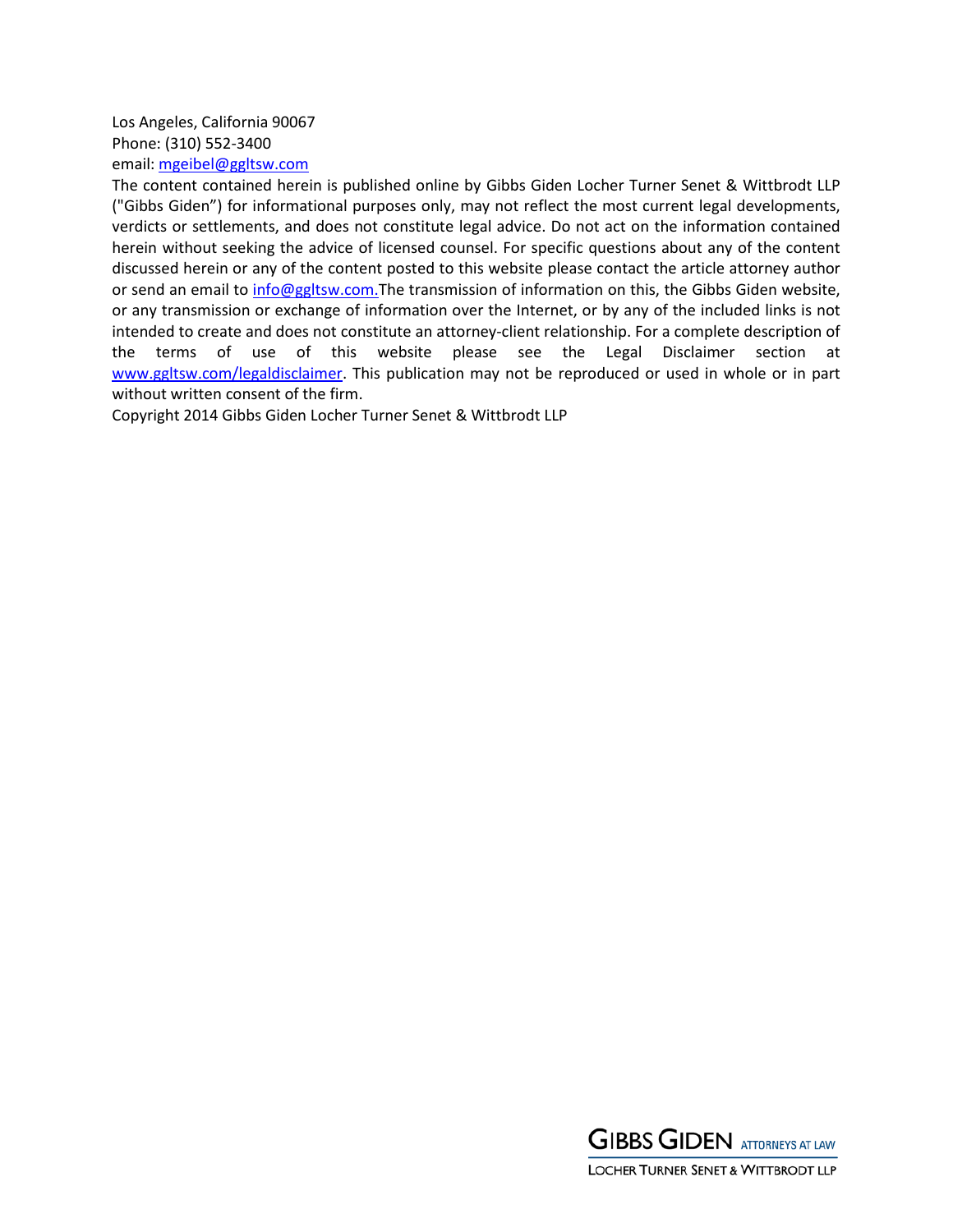Los Angeles, California 90067
Phone: (310) 552-3400
email: mgeibel@ggltsw.com

The content contained herein is published online by Gibbs Giden Locher Turner Senet & Wittbrodt LLP ("Gibbs Giden") for informational purposes only, may not reflect the most current legal developments, verdicts or settlements, and does not constitute legal advice. Do not act on the information contained herein without seeking the advice of licensed counsel. For specific questions about any of the content discussed herein or any of the content posted to this website please contact the article attorney author or send an email to info@ggltsw.com.The transmission of information on this, the Gibbs Giden website, or any transmission or exchange of information over the Internet, or by any of the included links is not intended to create and does not constitute an attorney-client relationship. For a complete description of the terms of use of this website please see the Legal Disclaimer section at www.ggltsw.com/legaldisclaimer. This publication may not be reproduced or used in whole or in part without written consent of the firm.

Copyright 2014 Gibbs Giden Locher Turner Senet & Wittbrodt LLP

GIBBS GIDEN ATTORNEYS AT LAW
LOCHER TURNER SENET & WITTBRODT LLP